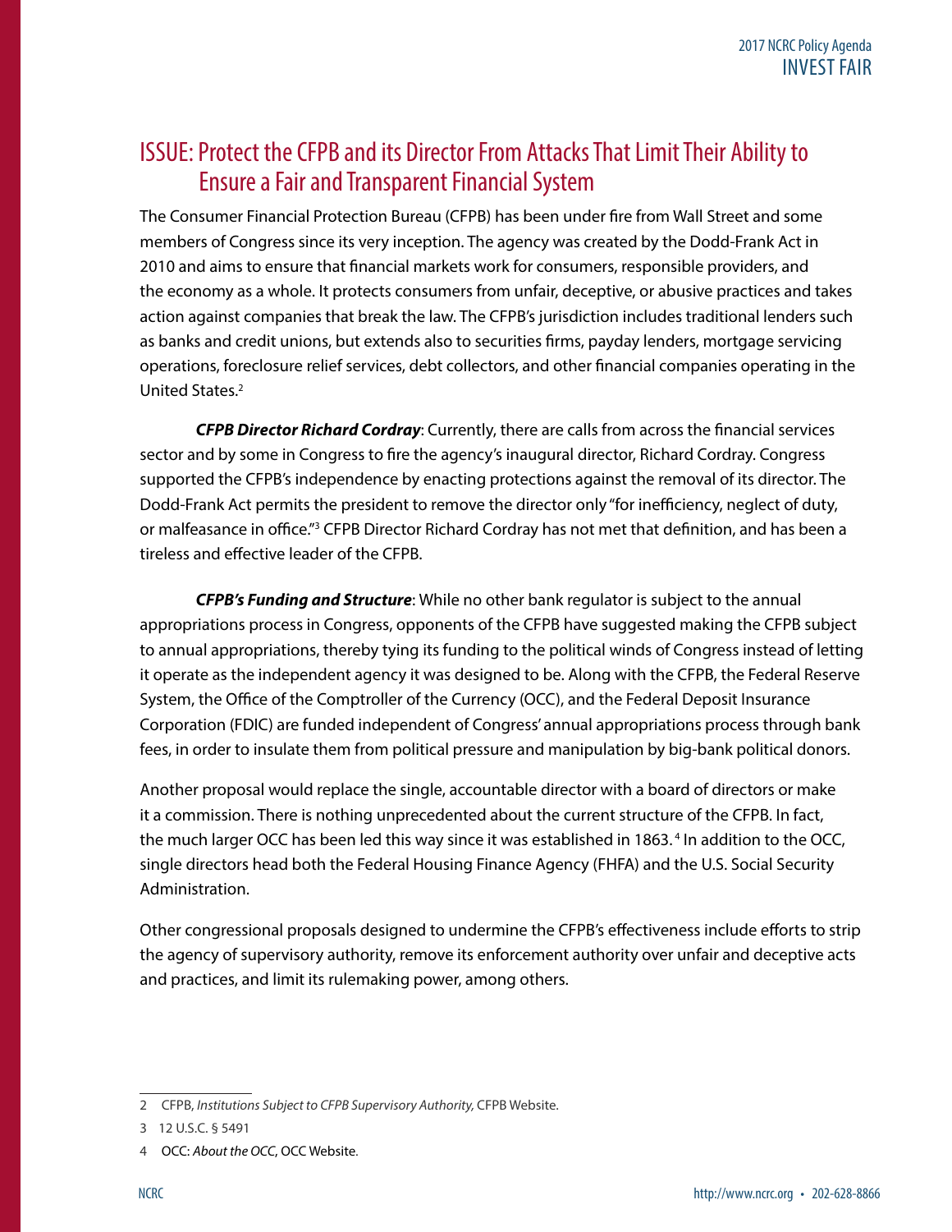## ISSUE: Protect the CFPB and its Director From Attacks That Limit Their Ability to Ensure a Fair and Transparent Financial System

The Consumer Financial Protection Bureau (CFPB) has been under fire from Wall Street and some members of Congress since its very inception. The agency was created by the Dodd-Frank Act in 2010 and aims to ensure that financial markets work for consumers, responsible providers, and the economy as a whole. It protects consumers from unfair, deceptive, or abusive practices and takes action against companies that break the law. The CFPB's jurisdiction includes traditional lenders such as banks and credit unions, but extends also to securities firms, payday lenders, mortgage servicing operations, foreclosure relief services, debt collectors, and other financial companies operating in the United States.[2]

***CFPB Director Richard Cordray***: Currently, there are calls from across the financial services sector and by some in Congress to fire the agency's inaugural director, Richard Cordray. Congress supported the CFPB's independence by enacting protections against the removal of its director. The Dodd-Frank Act permits the president to remove the director only "for inefficiency, neglect of duty, or malfeasance in office."[3] CFPB Director Richard Cordray has not met that definition, and has been a tireless and effective leader of the CFPB.

***CFPB's Funding and Structure***: While no other bank regulator is subject to the annual appropriations process in Congress, opponents of the CFPB have suggested making the CFPB subject to annual appropriations, thereby tying its funding to the political winds of Congress instead of letting it operate as the independent agency it was designed to be. Along with the CFPB, the Federal Reserve System, the Office of the Comptroller of the Currency (OCC), and the Federal Deposit Insurance Corporation (FDIC) are funded independent of Congress' annual appropriations process through bank fees, in order to insulate them from political pressure and manipulation by big-bank political donors.

Another proposal would replace the single, accountable director with a board of directors or make it a commission. There is nothing unprecedented about the current structure of the CFPB. In fact, the much larger OCC has been led this way since it was established in 1863.[4] In addition to the OCC, single directors head both the Federal Housing Finance Agency (FHFA) and the U.S. Social Security Administration.

Other congressional proposals designed to undermine the CFPB's effectiveness include efforts to strip the agency of supervisory authority, remove its enforcement authority over unfair and deceptive acts and practices, and limit its rulemaking power, among others.

---

2 CFPB, *Institutions Subject to CFPB Supervisory Authority,* CFPB Website.

3 12 U.S.C. § 5491

4 OCC: *About the OCC*, OCC Website.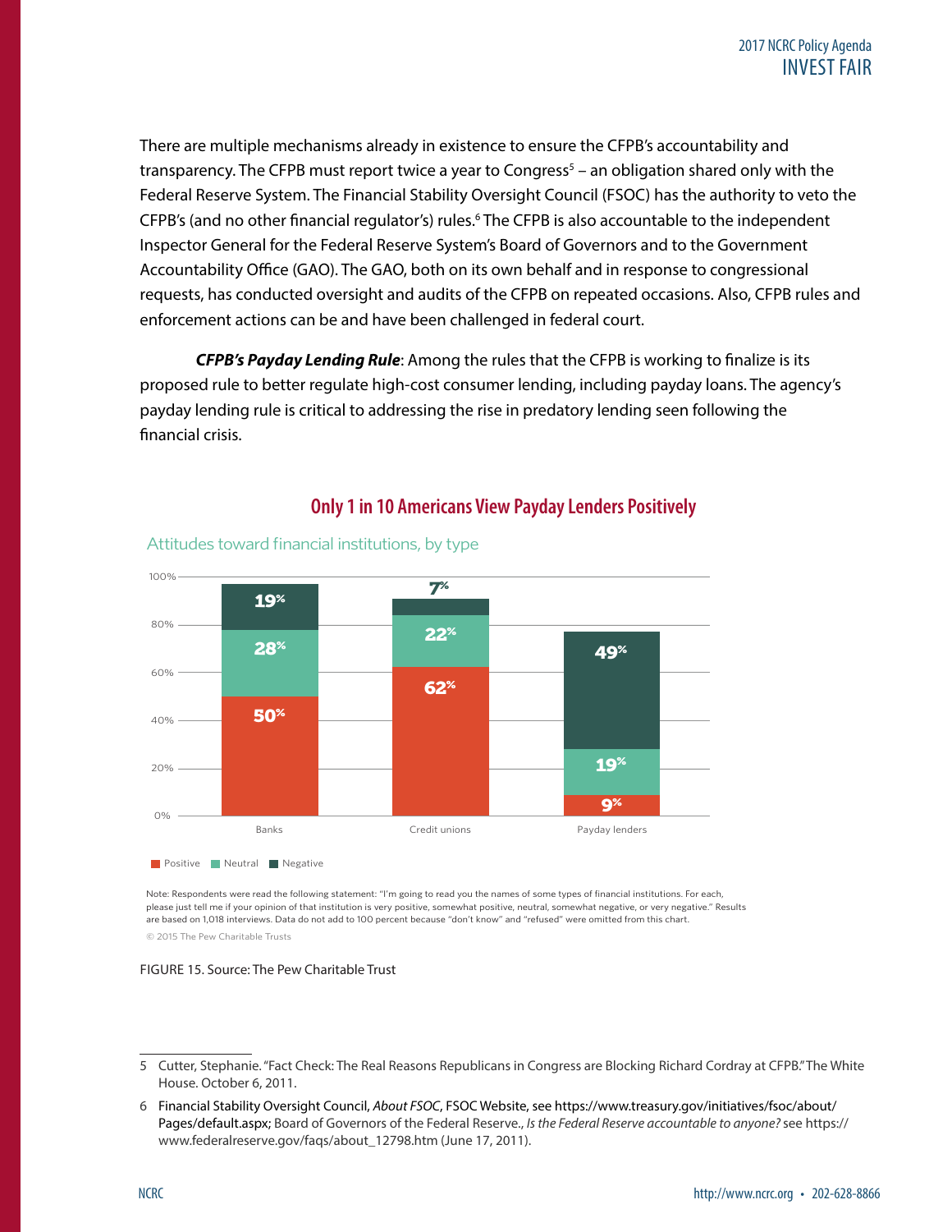There are multiple mechanisms already in existence to ensure the CFPB's accountability and transparency. The CFPB must report twice a year to Congress[5] – an obligation shared only with the Federal Reserve System. The Financial Stability Oversight Council (FSOC) has the authority to veto the CFPB's (and no other financial regulator's) rules.[6] The CFPB is also accountable to the independent Inspector General for the Federal Reserve System's Board of Governors and to the Government Accountability Office (GAO). The GAO, both on its own behalf and in response to congressional requests, has conducted oversight and audits of the CFPB on repeated occasions. Also, CFPB rules and enforcement actions can be and have been challenged in federal court.

***CFPB's Payday Lending Rule***: Among the rules that the CFPB is working to finalize is its proposed rule to better regulate high-cost consumer lending, including payday loans. The agency's payday lending rule is critical to addressing the rise in predatory lending seen following the financial crisis.

## Only 1 in 10 Americans View Payday Lenders Positively

Attitudes toward financial institutions, by type

| | Positive | Neutral | Negative |
|---|---|---|---|
| Banks | 50% | 28% | 19% |
| Credit unions | 62% | 22% | 7% |
| Payday lenders | 9% | 19% | 49% |

Note: Respondents were read the following statement: "I'm going to read you the names of some types of financial institutions. For each, please just tell me if your opinion of that institution is very positive, somewhat positive, neutral, somewhat negative, or very negative." Results are based on 1,018 interviews. Data do not add to 100 percent because "don't know" and "refused" were omitted from this chart.

© 2015 The Pew Charitable Trusts

FIGURE 15. Source: The Pew Charitable Trust

---

5 Cutter, Stephanie. "Fact Check: The Real Reasons Republicans in Congress are Blocking Richard Cordray at CFPB." The White House. October 6, 2011.

6 Financial Stability Oversight Council, *About FSOC*, FSOC Website, see https://www.treasury.gov/initiatives/fsoc/about/Pages/default.aspx; Board of Governors of the Federal Reserve., *Is the Federal Reserve accountable to anyone?* see https://www.federalreserve.gov/faqs/about_12798.htm (June 17, 2011).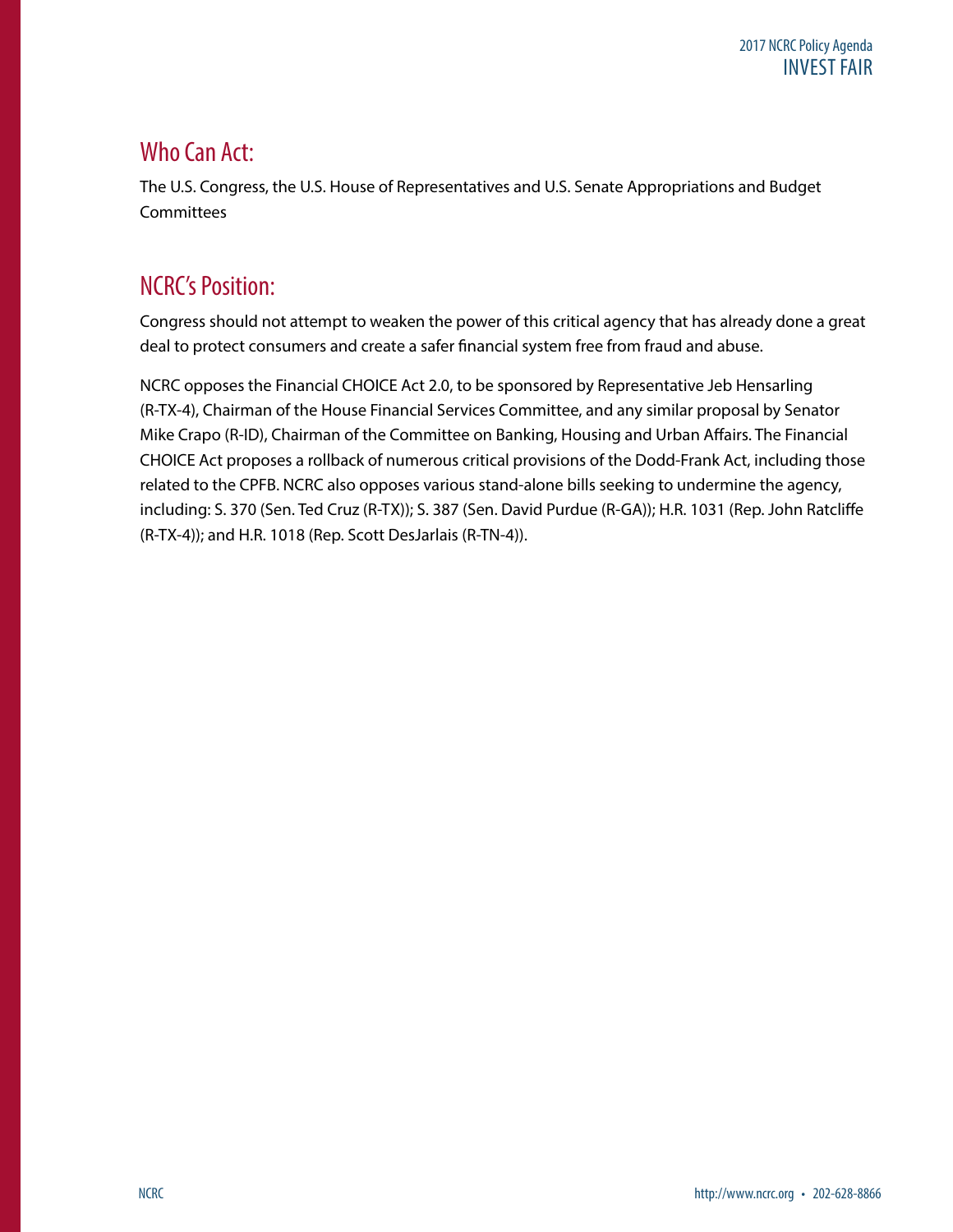## Who Can Act:

The U.S. Congress, the U.S. House of Representatives and U.S. Senate Appropriations and Budget Committees

## NCRC's Position:

Congress should not attempt to weaken the power of this critical agency that has already done a great deal to protect consumers and create a safer financial system free from fraud and abuse.

NCRC opposes the Financial CHOICE Act 2.0, to be sponsored by Representative Jeb Hensarling (R-TX-4), Chairman of the House Financial Services Committee, and any similar proposal by Senator Mike Crapo (R-ID), Chairman of the Committee on Banking, Housing and Urban Affairs. The Financial CHOICE Act proposes a rollback of numerous critical provisions of the Dodd-Frank Act, including those related to the CPFB. NCRC also opposes various stand-alone bills seeking to undermine the agency, including: S. 370 (Sen. Ted Cruz (R-TX)); S. 387 (Sen. David Purdue (R-GA)); H.R. 1031 (Rep. John Ratcliffe (R-TX-4)); and H.R. 1018 (Rep. Scott DesJarlais (R-TN-4)).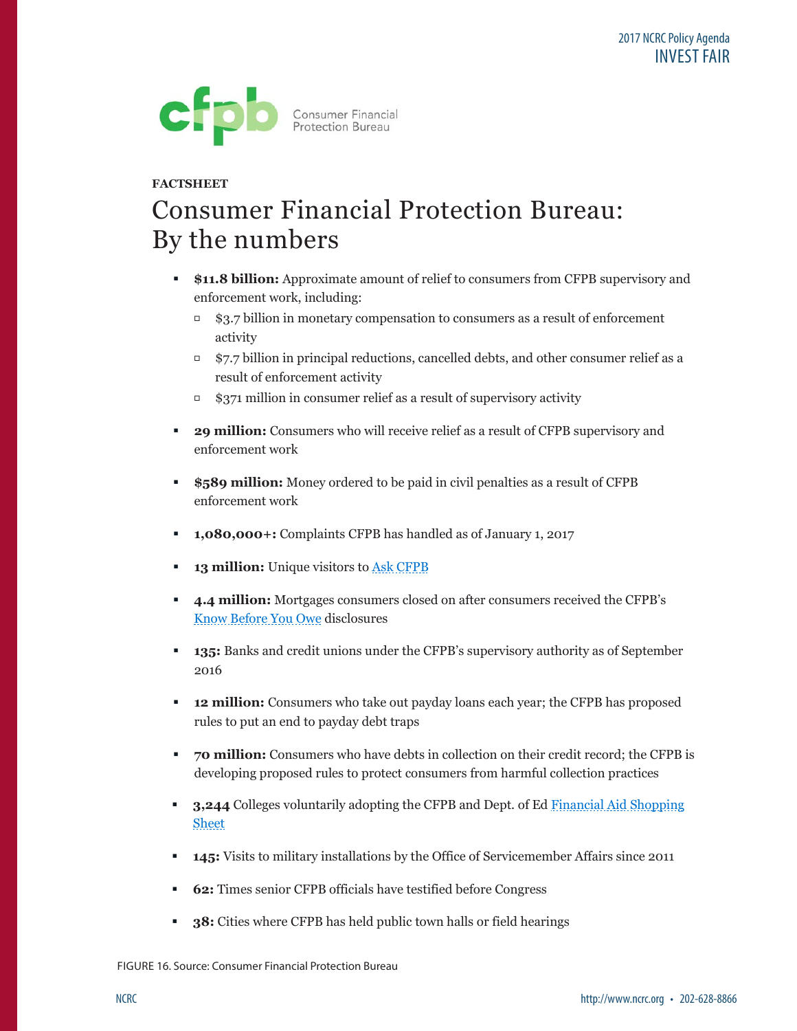Consumer Financial Protection Bureau

**FACTSHEET**

# Consumer Financial Protection Bureau: By the numbers

- **$11.8 billion:** Approximate amount of relief to consumers from CFPB supervisory and enforcement work, including:
  - $3.7 billion in monetary compensation to consumers as a result of enforcement activity
  - $7.7 billion in principal reductions, cancelled debts, and other consumer relief as a result of enforcement activity
  - $371 million in consumer relief as a result of supervisory activity
- **29 million:** Consumers who will receive relief as a result of CFPB supervisory and enforcement work
- **$589 million:** Money ordered to be paid in civil penalties as a result of CFPB enforcement work
- **1,080,000+:** Complaints CFPB has handled as of January 1, 2017
- **13 million:** Unique visitors to Ask CFPB
- **4.4 million:** Mortgages consumers closed on after consumers received the CFPB's Know Before You Owe disclosures
- **135:** Banks and credit unions under the CFPB's supervisory authority as of September 2016
- **12 million:** Consumers who take out payday loans each year; the CFPB has proposed rules to put an end to payday debt traps
- **70 million:** Consumers who have debts in collection on their credit record; the CFPB is developing proposed rules to protect consumers from harmful collection practices
- **3,244** Colleges voluntarily adopting the CFPB and Dept. of Ed Financial Aid Shopping Sheet
- **145:** Visits to military installations by the Office of Servicemember Affairs since 2011
- **62:** Times senior CFPB officials have testified before Congress
- **38:** Cities where CFPB has held public town halls or field hearings

FIGURE 16. Source: Consumer Financial Protection Bureau